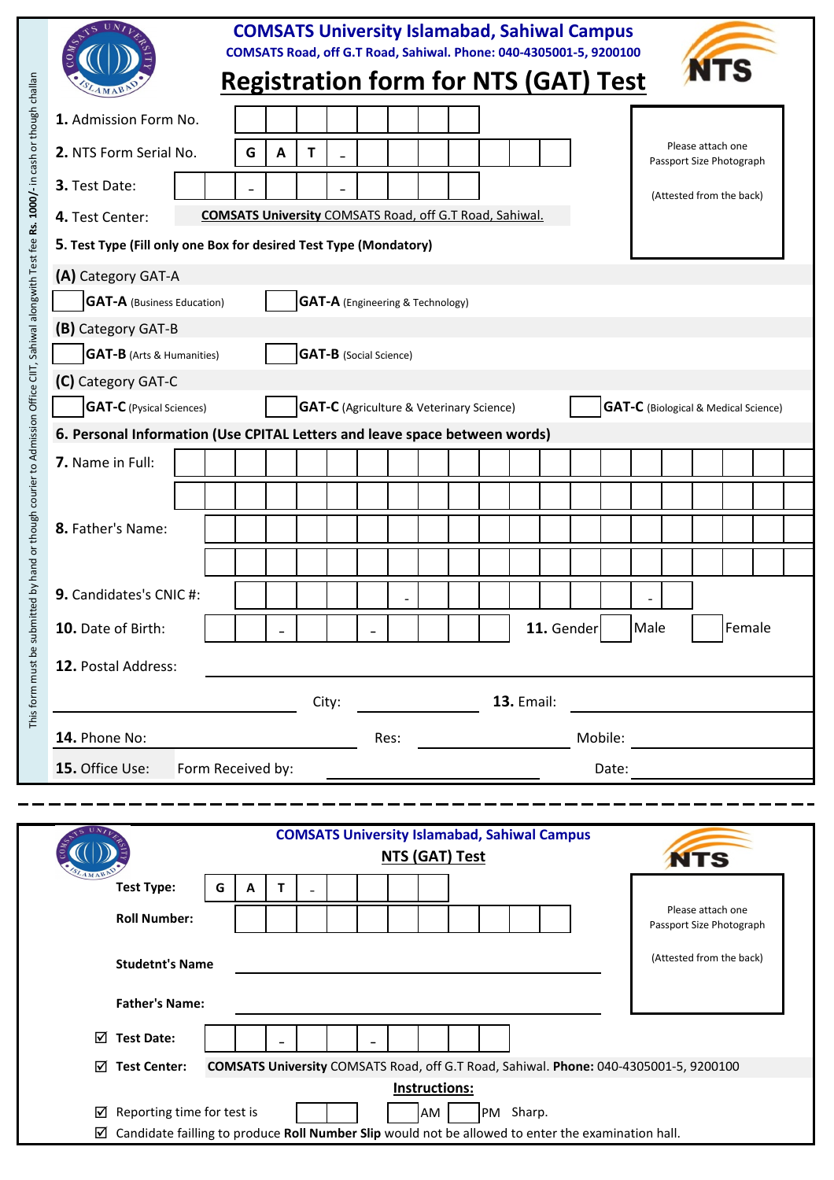# COMSATS University Islamabad, Sahiwal Campus

**COMSATS Road, off G.T Road, Sahiwal. Phone: 040-4305001-5, 9200100**

## Registration form for NTS (GAT) Test

*This form must be submitted by hand or though courier to Admission Office CIIT, Sahiwal alongwith Test fee **Rs. 1000/-** in cash or though challan*

Please attach one Passport Size Photograph

(Attested from the back)

**1.** Admission Form No. ______________________

**2.** NTS Form Serial No. G A T - ______________

**3.** Test Date: ____ - ____ - ________

**4.** Test Center: **COMSATS University** COMSATS Road, off G.T Road, Sahiwal.

**5. Test Type (Fill only one Box for desired Test Type (Mondatory)**

**(A)** Category GAT-A

☐ **GAT-A** (Business Education) ☐ **GAT-A** (Engineering & Technology)

**(B)** Category GAT-B

☐ **GAT-B** (Arts & Humanities) ☐ **GAT-B** (Social Science)

**(C)** Category GAT-C

☐ **GAT-C** (Pysical Sciences) ☐ **GAT-C** (Agriculture & Veterinary Science) ☐ **GAT-C** (Biological & Medical Science)

**6. Personal Information (Use CPITAL Letters and leave space between words)**

**7.** Name in Full: ______________________________________________

**8.** Father's Name: ______________________________________________

**9.** Candidates's CNIC #: ________ - ______________ - ____

**10.** Date of Birth: ____ - ____ - ________ **11.** Gender ☐ Male ☐ Female

**12.** Postal Address: ______________________________________________

______________________ City: ______________ **13.** Email: ______________

**14.** Phone No: ______________ Res: ______________ Mobile: ______________

**15.** Office Use: Form Received by: ______________ Date: ______________

---

# COMSATS University Islamabad, Sahiwal Campus

## NTS (GAT) Test

Please attach one Passport Size Photograph

(Attested from the back)

**Test Type:** G A T - ____________

**Roll Number:** ______________________

**Studetnt's Name** ______________________

**Father's Name:** ______________________

☑ **Test Date:** ____ - ____ - ________

☑ **Test Center:** **COMSATS University** COMSATS Road, off G.T Road, Sahiwal. **Phone:** 040-4305001-5, 9200100

**Instructions:**

☑ Reporting time for test is ______ ☐ AM ☐ PM Sharp.

☑ Candidate failling to produce **Roll Number Slip** would not be allowed to enter the examination hall.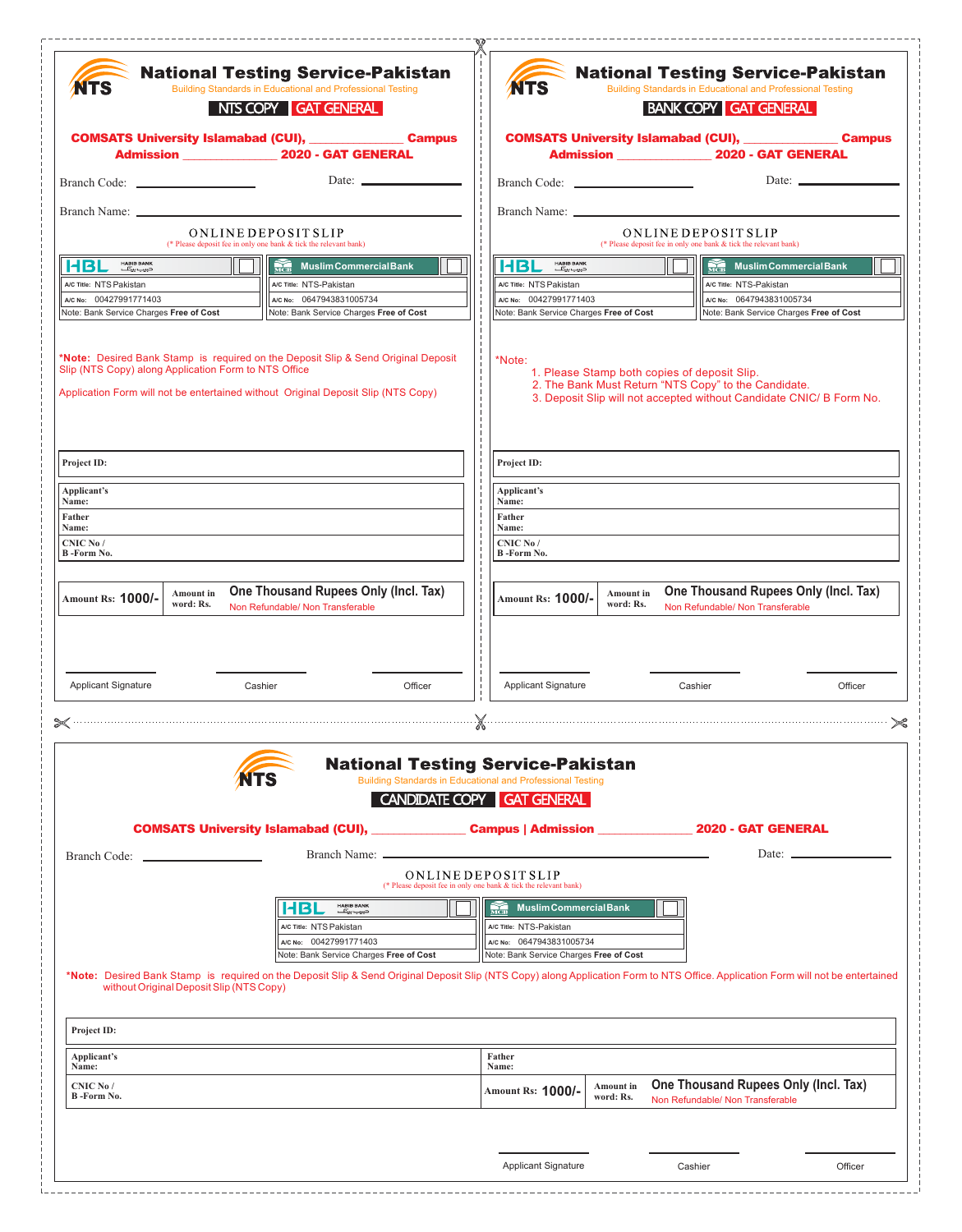# National Testing Service-Pakistan

Building Standards in Educational and Professional Testing

**NTS COPY** | **GAT GENERAL**

**COMSATS University Islamabad (CUI), ______________ Campus**
**Admission ______________ 2020 - GAT GENERAL**

Branch Code: ______________ Date: ______________

Branch Name: ______________

ONLINE DEPOSIT SLIP
(* Please deposit fee in only one bank & tick the relevant bank)

| HBL HABIB BANK ☐ | Muslim Commercial Bank ☐ |
|---|---|
| A/C Title: NTS Pakistan | A/C Title: NTS-Pakistan |
| A/C No: 00427991771403 | A/C No: 0647943831005734 |
| Note: Bank Service Charges **Free of Cost** | Note: Bank Service Charges **Free of Cost** |

*Note: Desired Bank Stamp is required on the Deposit Slip & Send Original Deposit Slip (NTS Copy) along Application Form to NTS Office

Application Form will not be entertained without Original Deposit Slip (NTS Copy)

| | |
|---|---|
| Project ID: | |
| Applicant's Name: | |
| Father Name: | |
| CNIC No / B -Form No. | |

| | | |
|---|---|---|
| Amount Rs: 1000/- | Amount in word: Rs. | One Thousand Rupees Only (Incl. Tax) Non Refundable/ Non Transferable |

Applicant Signature Cashier Officer

---

# National Testing Service-Pakistan

Building Standards in Educational and Professional Testing

**BANK COPY** | **GAT GENERAL**

**COMSATS University Islamabad (CUI), ______________ Campus**
**Admission ______________ 2020 - GAT GENERAL**

Branch Code: ______________ Date: ______________

Branch Name: ______________

ONLINE DEPOSIT SLIP
(* Please deposit fee in only one bank & tick the relevant bank)

| HBL HABIB BANK ☐ | Muslim Commercial Bank ☐ |
|---|---|
| A/C Title: NTS Pakistan | A/C Title: NTS-Pakistan |
| A/C No: 00427991771403 | A/C No: 0647943831005734 |
| Note: Bank Service Charges **Free of Cost** | Note: Bank Service Charges **Free of Cost** |

*Note:
1. Please Stamp both copies of deposit Slip.
2. The Bank Must Return "NTS Copy" to the Candidate.
3. Deposit Slip will not accepted without Candidate CNIC/ B Form No.

| | |
|---|---|
| Project ID: | |
| Applicant's Name: | |
| Father Name: | |
| CNIC No / B -Form No. | |

| | | |
|---|---|---|
| Amount Rs: 1000/- | Amount in word: Rs. | One Thousand Rupees Only (Incl. Tax) Non Refundable/ Non Transferable |

Applicant Signature Cashier Officer

---

# National Testing Service-Pakistan

Building Standards in Educational and Professional Testing

**CANDIDATE COPY** | **GAT GENERAL**

**COMSATS University Islamabad (CUI), ______________ Campus | Admission ______________ 2020 - GAT GENERAL**

Branch Code: ______________ Branch Name: ______________ Date: ______________

ONLINE DEPOSIT SLIP
(* Please deposit fee in only one bank & tick the relevant bank)

| HBL HABIB BANK ☐ | Muslim Commercial Bank ☐ |
|---|---|
| A/C Title: NTS Pakistan | A/C Title: NTS-Pakistan |
| A/C No: 00427991771403 | A/C No: 0647943831005734 |
| Note: Bank Service Charges **Free of Cost** | Note: Bank Service Charges **Free of Cost** |

*Note: Desired Bank Stamp is required on the Deposit Slip & Send Original Deposit Slip (NTS Copy) along Application Form to NTS Office. Application Form will not be entertained without Original Deposit Slip (NTS Copy)

| | | | |
|---|---|---|---|
| Project ID: | | | |
| Applicant's Name: | | Father Name: | |
| CNIC No / B -Form No. | Amount Rs: 1000/- | Amount in word: Rs. | One Thousand Rupees Only (Incl. Tax) Non Refundable/ Non Transferable |

Applicant Signature Cashier Officer